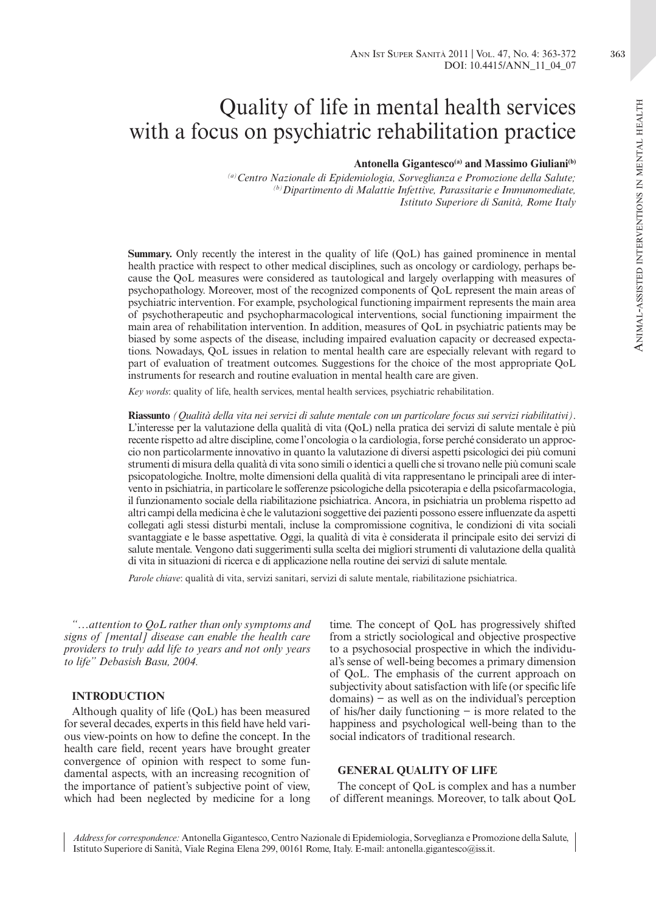# Quality of life in mental health services with a focus on psychiatric rehabilitation practice

**Antonella Gigantesco[(a)] and Massimo Giuliani[(b)]**

*[(a)] Centro Nazionale di Epidemiologia, Sorveglianza e Promozione della Salute;*
*[(b)] Dipartimento di Malattie Infettive, Parassitarie e Immunomediate, Istituto Superiore di Sanità, Rome Italy*

**Summary.** Only recently the interest in the quality of life (QoL) has gained prominence in mental health practice with respect to other medical disciplines, such as oncology or cardiology, perhaps because the QoL measures were considered as tautological and largely overlapping with measures of psychopathology. Moreover, most of the recognized components of QoL represent the main areas of psychiatric intervention. For example, psychological functioning impairment represents the main area of psychotherapeutic and psychopharmacological interventions, social functioning impairment the main area of rehabilitation intervention. In addition, measures of QoL in psychiatric patients may be biased by some aspects of the disease, including impaired evaluation capacity or decreased expectations. Nowadays, QoL issues in relation to mental health care are especially relevant with regard to part of evaluation of treatment outcomes. Suggestions for the choice of the most appropriate QoL instruments for research and routine evaluation in mental health care are given.

*Key words*: quality of life, health services, mental health services, psychiatric rehabilitation.

**Riassunto** *(Qualità della vita nei servizi di salute mentale con un particolare focus sui servizi riabilitativi)*. L'interesse per la valutazione della qualità di vita (QoL) nella pratica dei servizi di salute mentale è più recente rispetto ad altre discipline, come l'oncologia o la cardiologia, forse perché considerato un approccio non particolarmente innovativo in quanto la valutazione di diversi aspetti psicologici dei più comuni strumenti di misura della qualità di vita sono simili o identici a quelli che si trovano nelle più comuni scale psicopatologiche. Inoltre, molte dimensioni della qualità di vita rappresentano le principali aree di intervento in psichiatria, in particolare le sofferenze psicologiche della psicoterapia e della psicofarmacologia, il funzionamento sociale della riabilitazione psichiatrica. Ancora, in psichiatria un problema rispetto ad altri campi della medicina è che le valutazioni soggettive dei pazienti possono essere influenzate da aspetti collegati agli stessi disturbi mentali, incluse la compromissione cognitiva, le condizioni di vita sociali svantaggiate e le basse aspettative. Oggi, la qualità di vita è considerata il principale esito dei servizi di salute mentale. Vengono dati suggerimenti sulla scelta dei migliori strumenti di valutazione della qualità di vita in situazioni di ricerca e di applicazione nella routine dei servizi di salute mentale.

*Parole chiave*: qualità di vita, servizi sanitari, servizi di salute mentale, riabilitazione psichiatrica.

*"…attention to QoL rather than only symptoms and signs of [mental] disease can enable the health care providers to truly add life to years and not only years to life" Debasish Basu, 2004.*

## INTRODUCTION

Although quality of life (QoL) has been measured for several decades, experts in this field have held various view-points on how to define the concept. In the health care field, recent years have brought greater convergence of opinion with respect to some fundamental aspects, with an increasing recognition of the importance of patient's subjective point of view, which had been neglected by medicine for a long time. The concept of QoL has progressively shifted from a strictly sociological and objective prospective to a psychosocial prospective in which the individual's sense of well-being becomes a primary dimension of QoL. The emphasis of the current approach on subjectivity about satisfaction with life (or specific life domains) – as well as on the individual's perception of his/her daily functioning – is more related to the happiness and psychological well-being than to the social indicators of traditional research.

## GENERAL QUALITY OF LIFE

The concept of QoL is complex and has a number of different meanings. Moreover, to talk about QoL

*Address for correspondence:* Antonella Gigantesco, Centro Nazionale di Epidemiologia, Sorveglianza e Promozione della Salute, Istituto Superiore di Sanità, Viale Regina Elena 299, 00161 Rome, Italy. E-mail: antonella.gigantesco@iss.it.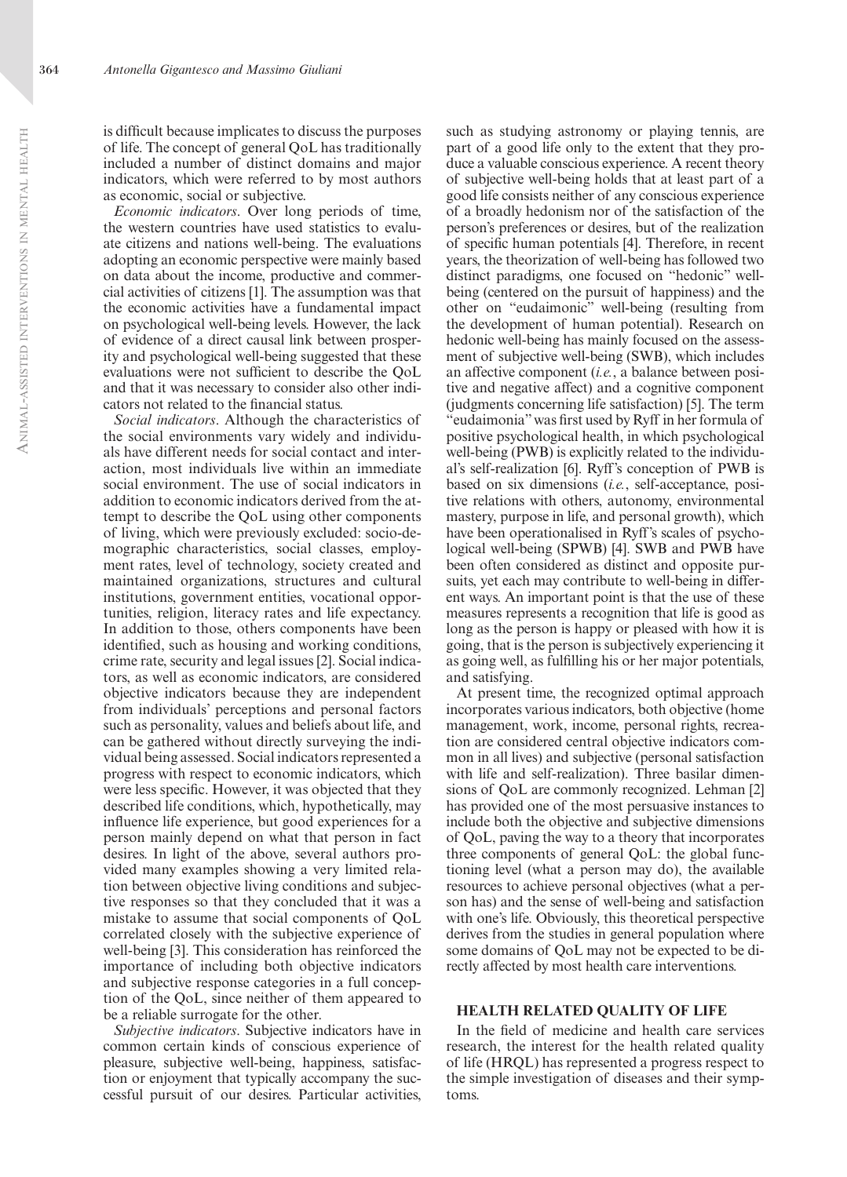is difficult because implicates to discuss the purposes of life. The concept of general QoL has traditionally included a number of distinct domains and major indicators, which were referred to by most authors as economic, social or subjective.

*Economic indicators*. Over long periods of time, the western countries have used statistics to evaluate citizens and nations well-being. The evaluations adopting an economic perspective were mainly based on data about the income, productive and commercial activities of citizens [1]. The assumption was that the economic activities have a fundamental impact on psychological well-being levels. However, the lack of evidence of a direct causal link between prosperity and psychological well-being suggested that these evaluations were not sufficient to describe the QoL and that it was necessary to consider also other indicators not related to the financial status.

*Social indicators*. Although the characteristics of the social environments vary widely and individuals have different needs for social contact and interaction, most individuals live within an immediate social environment. The use of social indicators in addition to economic indicators derived from the attempt to describe the QoL using other components of living, which were previously excluded: socio-demographic characteristics, social classes, employment rates, level of technology, society created and maintained organizations, structures and cultural institutions, government entities, vocational opportunities, religion, literacy rates and life expectancy. In addition to those, others components have been identified, such as housing and working conditions, crime rate, security and legal issues [2]. Social indicators, as well as economic indicators, are considered objective indicators because they are independent from individuals' perceptions and personal factors such as personality, values and beliefs about life, and can be gathered without directly surveying the individual being assessed. Social indicators represented a progress with respect to economic indicators, which were less specific. However, it was objected that they described life conditions, which, hypothetically, may influence life experience, but good experiences for a person mainly depend on what that person in fact desires. In light of the above, several authors provided many examples showing a very limited relation between objective living conditions and subjective responses so that they concluded that it was a mistake to assume that social components of QoL correlated closely with the subjective experience of well-being [3]. This consideration has reinforced the importance of including both objective indicators and subjective response categories in a full conception of the QoL, since neither of them appeared to be a reliable surrogate for the other.

*Subjective indicators*. Subjective indicators have in common certain kinds of conscious experience of pleasure, subjective well-being, happiness, satisfaction or enjoyment that typically accompany the successful pursuit of our desires. Particular activities, such as studying astronomy or playing tennis, are part of a good life only to the extent that they produce a valuable conscious experience. A recent theory of subjective well-being holds that at least part of a good life consists neither of any conscious experience of a broadly hedonism nor of the satisfaction of the person's preferences or desires, but of the realization of specific human potentials [4]. Therefore, in recent years, the theorization of well-being has followed two distinct paradigms, one focused on "hedonic" well-being (centered on the pursuit of happiness) and the other on "eudaimonic" well-being (resulting from the development of human potential). Research on hedonic well-being has mainly focused on the assessment of subjective well-being (SWB), which includes an affective component (*i.e.*, a balance between positive and negative affect) and a cognitive component (judgments concerning life satisfaction) [5]. The term "eudaimonia" was first used by Ryff in her formula of positive psychological health, in which psychological well-being (PWB) is explicitly related to the individual's self-realization [6]. Ryff's conception of PWB is based on six dimensions (*i.e.*, self-acceptance, positive relations with others, autonomy, environmental mastery, purpose in life, and personal growth), which have been operationalised in Ryff's scales of psychological well-being (SPWB) [4]. SWB and PWB have been often considered as distinct and opposite pursuits, yet each may contribute to well-being in different ways. An important point is that the use of these measures represents a recognition that life is good as long as the person is happy or pleased with how it is going, that is the person is subjectively experiencing it as going well, as fulfilling his or her major potentials, and satisfying.

At present time, the recognized optimal approach incorporates various indicators, both objective (home management, work, income, personal rights, recreation are considered central objective indicators common in all lives) and subjective (personal satisfaction with life and self-realization). Three basilar dimensions of QoL are commonly recognized. Lehman [2] has provided one of the most persuasive instances to include both the objective and subjective dimensions of QoL, paving the way to a theory that incorporates three components of general QoL: the global functioning level (what a person may do), the available resources to achieve personal objectives (what a person has) and the sense of well-being and satisfaction with one's life. Obviously, this theoretical perspective derives from the studies in general population where some domains of QoL may not be expected to be directly affected by most health care interventions.

## HEALTH RELATED QUALITY OF LIFE

In the field of medicine and health care services research, the interest for the health related quality of life (HRQL) has represented a progress respect to the simple investigation of diseases and their symptoms.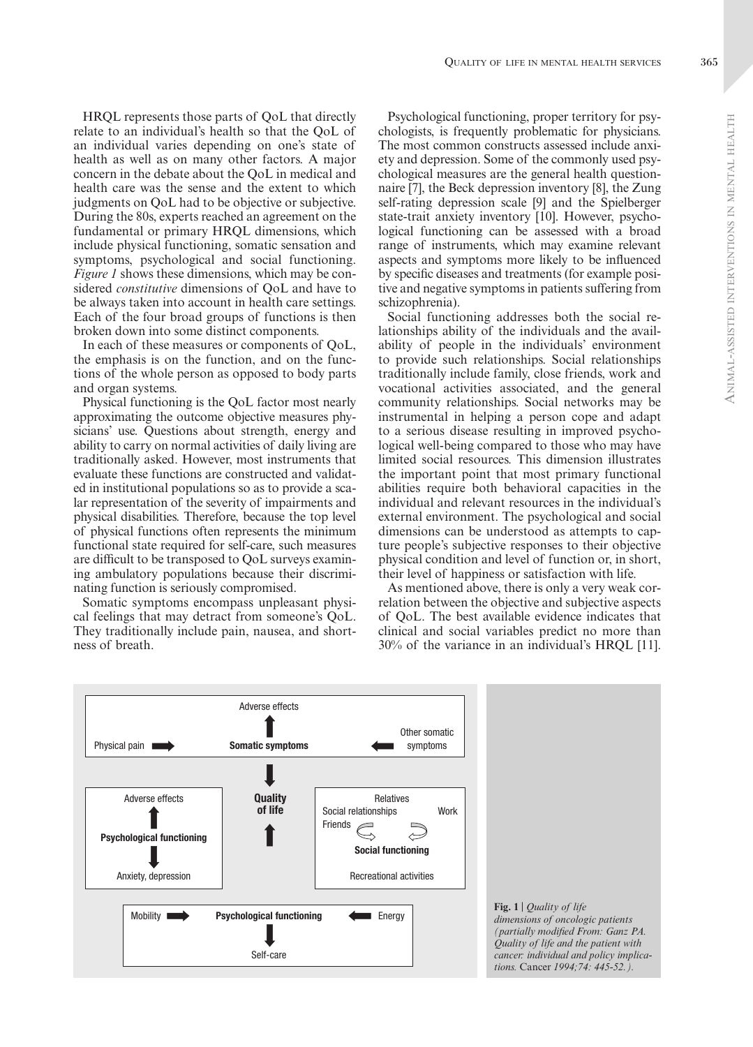HRQL represents those parts of QoL that directly relate to an individual's health so that the QoL of an individual varies depending on one's state of health as well as on many other factors. A major concern in the debate about the QoL in medical and health care was the sense and the extent to which judgments on QoL had to be objective or subjective. During the 80s, experts reached an agreement on the fundamental or primary HRQL dimensions, which include physical functioning, somatic sensation and symptoms, psychological and social functioning. *Figure 1* shows these dimensions, which may be considered *constitutive* dimensions of QoL and have to be always taken into account in health care settings. Each of the four broad groups of functions is then broken down into some distinct components.

In each of these measures or components of QoL, the emphasis is on the function, and on the functions of the whole person as opposed to body parts and organ systems.

Physical functioning is the QoL factor most nearly approximating the outcome objective measures physicians' use. Questions about strength, energy and ability to carry on normal activities of daily living are traditionally asked. However, most instruments that evaluate these functions are constructed and validated in institutional populations so as to provide a scalar representation of the severity of impairments and physical disabilities. Therefore, because the top level of physical functions often represents the minimum functional state required for self-care, such measures are difficult to be transposed to QoL surveys examining ambulatory populations because their discriminating function is seriously compromised.

Somatic symptoms encompass unpleasant physical feelings that may detract from someone's QoL. They traditionally include pain, nausea, and shortness of breath.

Psychological functioning, proper territory for psychologists, is frequently problematic for physicians. The most common constructs assessed include anxiety and depression. Some of the commonly used psychological measures are the general health questionnaire [7], the Beck depression inventory [8], the Zung self-rating depression scale [9] and the Spielberger state-trait anxiety inventory [10]. However, psychological functioning can be assessed with a broad range of instruments, which may examine relevant aspects and symptoms more likely to be influenced by specific diseases and treatments (for example positive and negative symptoms in patients suffering from schizophrenia).

Social functioning addresses both the social relationships ability of the individuals and the availability of people in the individuals' environment to provide such relationships. Social relationships traditionally include family, close friends, work and vocational activities associated, and the general community relationships. Social networks may be instrumental in helping a person cope and adapt to a serious disease resulting in improved psychological well-being compared to those who may have limited social resources. This dimension illustrates the important point that most primary functional abilities require both behavioral capacities in the individual and relevant resources in the individual's external environment. The psychological and social dimensions can be understood as attempts to capture people's subjective responses to their objective physical condition and level of function or, in short, their level of happiness or satisfaction with life.

As mentioned above, there is only a very weak correlation between the objective and subjective aspects of QoL. The best available evidence indicates that clinical and social variables predict no more than 30% of the variance in an individual's HRQL [11].

**Fig. 1** | *Quality of life dimensions of oncologic patients (partially modified From: Ganz PA. Quality of life and the patient with cancer: individual and policy implications.* Cancer *1994;74: 445-52.).*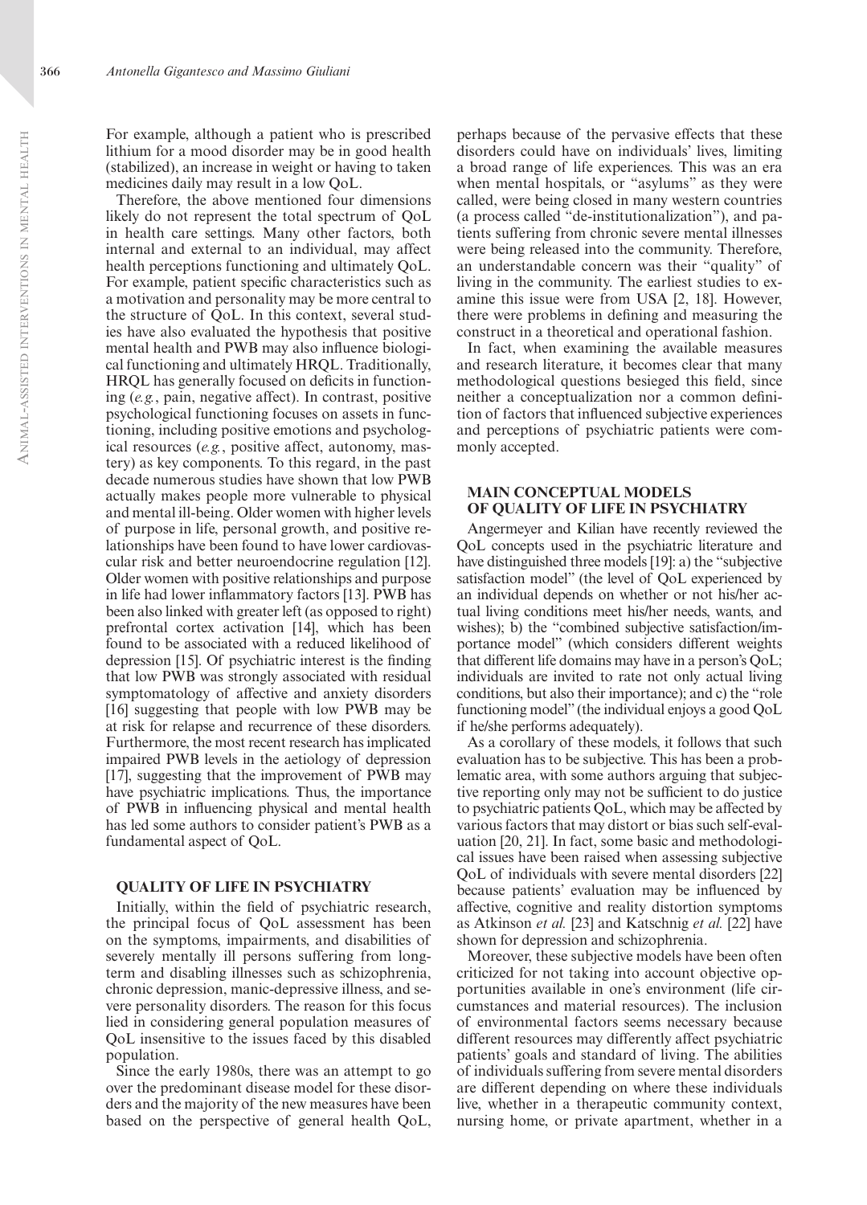For example, although a patient who is prescribed lithium for a mood disorder may be in good health (stabilized), an increase in weight or having to taken medicines daily may result in a low QoL.

Therefore, the above mentioned four dimensions likely do not represent the total spectrum of QoL in health care settings. Many other factors, both internal and external to an individual, may affect health perceptions functioning and ultimately QoL. For example, patient specific characteristics such as a motivation and personality may be more central to the structure of QoL. In this context, several studies have also evaluated the hypothesis that positive mental health and PWB may also influence biological functioning and ultimately HRQL. Traditionally, HRQL has generally focused on deficits in functioning (*e.g.*, pain, negative affect). In contrast, positive psychological functioning focuses on assets in functioning, including positive emotions and psychological resources (*e.g.*, positive affect, autonomy, mastery) as key components. To this regard, in the past decade numerous studies have shown that low PWB actually makes people more vulnerable to physical and mental ill-being. Older women with higher levels of purpose in life, personal growth, and positive relationships have been found to have lower cardiovascular risk and better neuroendocrine regulation [12]. Older women with positive relationships and purpose in life had lower inflammatory factors [13]. PWB has been also linked with greater left (as opposed to right) prefrontal cortex activation [14], which has been found to be associated with a reduced likelihood of depression [15]. Of psychiatric interest is the finding that low PWB was strongly associated with residual symptomatology of affective and anxiety disorders [16] suggesting that people with low PWB may be at risk for relapse and recurrence of these disorders. Furthermore, the most recent research has implicated impaired PWB levels in the aetiology of depression [17], suggesting that the improvement of PWB may have psychiatric implications. Thus, the importance of PWB in influencing physical and mental health has led some authors to consider patient's PWB as a fundamental aspect of QoL.

## QUALITY OF LIFE IN PSYCHIATRY

Initially, within the field of psychiatric research, the principal focus of QoL assessment has been on the symptoms, impairments, and disabilities of severely mentally ill persons suffering from long-term and disabling illnesses such as schizophrenia, chronic depression, manic-depressive illness, and severe personality disorders. The reason for this focus lied in considering general population measures of QoL insensitive to the issues faced by this disabled population.

Since the early 1980s, there was an attempt to go over the predominant disease model for these disorders and the majority of the new measures have been based on the perspective of general health QoL, perhaps because of the pervasive effects that these disorders could have on individuals' lives, limiting a broad range of life experiences. This was an era when mental hospitals, or "asylums" as they were called, were being closed in many western countries (a process called "de-institutionalization"), and patients suffering from chronic severe mental illnesses were being released into the community. Therefore, an understandable concern was their "quality" of living in the community. The earliest studies to examine this issue were from USA [2, 18]. However, there were problems in defining and measuring the construct in a theoretical and operational fashion.

In fact, when examining the available measures and research literature, it becomes clear that many methodological questions besieged this field, since neither a conceptualization nor a common definition of factors that influenced subjective experiences and perceptions of psychiatric patients were commonly accepted.

## MAIN CONCEPTUAL MODELS OF QUALITY OF LIFE IN PSYCHIATRY

Angermeyer and Kilian have recently reviewed the QoL concepts used in the psychiatric literature and have distinguished three models [19]: a) the "subjective satisfaction model" (the level of QoL experienced by an individual depends on whether or not his/her actual living conditions meet his/her needs, wants, and wishes); b) the "combined subjective satisfaction/importance model" (which considers different weights that different life domains may have in a person's QoL; individuals are invited to rate not only actual living conditions, but also their importance); and c) the "role functioning model" (the individual enjoys a good QoL if he/she performs adequately).

As a corollary of these models, it follows that such evaluation has to be subjective. This has been a problematic area, with some authors arguing that subjective reporting only may not be sufficient to do justice to psychiatric patients QoL, which may be affected by various factors that may distort or bias such self-evaluation [20, 21]. In fact, some basic and methodological issues have been raised when assessing subjective QoL of individuals with severe mental disorders [22] because patients' evaluation may be influenced by affective, cognitive and reality distortion symptoms as Atkinson *et al.* [23] and Katschnig *et al.* [22] have shown for depression and schizophrenia.

Moreover, these subjective models have been often criticized for not taking into account objective opportunities available in one's environment (life circumstances and material resources). The inclusion of environmental factors seems necessary because different resources may differently affect psychiatric patients' goals and standard of living. The abilities of individuals suffering from severe mental disorders are different depending on where these individuals live, whether in a therapeutic community context, nursing home, or private apartment, whether in a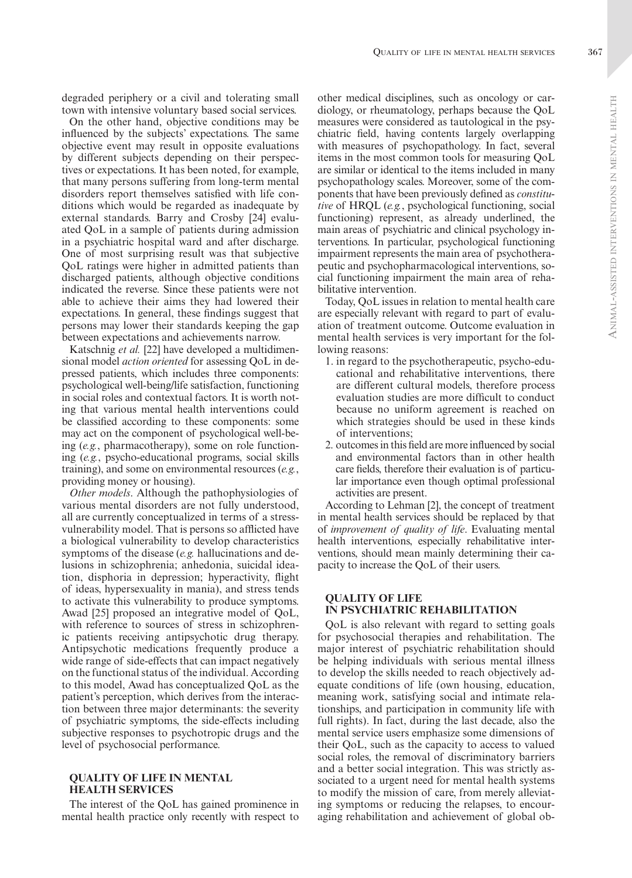degraded periphery or a civil and tolerating small town with intensive voluntary based social services.

On the other hand, objective conditions may be influenced by the subjects' expectations. The same objective event may result in opposite evaluations by different subjects depending on their perspectives or expectations. It has been noted, for example, that many persons suffering from long-term mental disorders report themselves satisfied with life conditions which would be regarded as inadequate by external standards. Barry and Crosby [24] evaluated QoL in a sample of patients during admission in a psychiatric hospital ward and after discharge. One of most surprising result was that subjective QoL ratings were higher in admitted patients than discharged patients, although objective conditions indicated the reverse. Since these patients were not able to achieve their aims they had lowered their expectations. In general, these findings suggest that persons may lower their standards keeping the gap between expectations and achievements narrow.

Katschnig *et al.* [22] have developed a multidimensional model *action oriented* for assessing QoL in depressed patients, which includes three components: psychological well-being/life satisfaction, functioning in social roles and contextual factors. It is worth noting that various mental health interventions could be classified according to these components: some may act on the component of psychological well-being (*e.g.*, pharmacotherapy), some on role functioning (*e.g.*, psycho-educational programs, social skills training), and some on environmental resources (*e.g.*, providing money or housing).

*Other models*. Although the pathophysiologies of various mental disorders are not fully understood, all are currently conceptualized in terms of a stress-vulnerability model. That is persons so afflicted have a biological vulnerability to develop characteristics symptoms of the disease (*e.g.* hallucinations and delusions in schizophrenia; anhedonia, suicidal ideation, disphoria in depression; hyperactivity, flight of ideas, hypersexuality in mania), and stress tends to activate this vulnerability to produce symptoms. Awad [25] proposed an integrative model of QoL, with reference to sources of stress in schizophrenic patients receiving antipsychotic drug therapy. Antipsychotic medications frequently produce a wide range of side-effects that can impact negatively on the functional status of the individual. According to this model, Awad has conceptualized QoL as the patient's perception, which derives from the interaction between three major determinants: the severity of psychiatric symptoms, the side-effects including subjective responses to psychotropic drugs and the level of psychosocial performance.

## QUALITY OF LIFE IN MENTAL HEALTH SERVICES

The interest of the QoL has gained prominence in mental health practice only recently with respect to other medical disciplines, such as oncology or cardiology, or rheumatology, perhaps because the QoL measures were considered as tautological in the psychiatric field, having contents largely overlapping with measures of psychopathology. In fact, several items in the most common tools for measuring QoL are similar or identical to the items included in many psychopathology scales. Moreover, some of the components that have been previously defined as *constitutive* of HRQL (*e.g.*, psychological functioning, social functioning) represent, as already underlined, the main areas of psychiatric and clinical psychology interventions. In particular, psychological functioning impairment represents the main area of psychotherapeutic and psychopharmacological interventions, social functioning impairment the main area of rehabilitative intervention.

Today, QoL issues in relation to mental health care are especially relevant with regard to part of evaluation of treatment outcome. Outcome evaluation in mental health services is very important for the following reasons:

1. in regard to the psychotherapeutic, psycho-educational and rehabilitative interventions, there are different cultural models, therefore process evaluation studies are more difficult to conduct because no uniform agreement is reached on which strategies should be used in these kinds of interventions;
2. outcomes in this field are more influenced by social and environmental factors than in other health care fields, therefore their evaluation is of particular importance even though optimal professional activities are present.

According to Lehman [2], the concept of treatment in mental health services should be replaced by that of *improvement of quality of life*. Evaluating mental health interventions, especially rehabilitative interventions, should mean mainly determining their capacity to increase the QoL of their users.

## QUALITY OF LIFE IN PSYCHIATRIC REHABILITATION

QoL is also relevant with regard to setting goals for psychosocial therapies and rehabilitation. The major interest of psychiatric rehabilitation should be helping individuals with serious mental illness to develop the skills needed to reach objectively adequate conditions of life (own housing, education, meaning work, satisfying social and intimate relationships, and participation in community life with full rights). In fact, during the last decade, also the mental service users emphasize some dimensions of their QoL, such as the capacity to access to valued social roles, the removal of discriminatory barriers and a better social integration. This was strictly associated to a urgent need for mental health systems to modify the mission of care, from merely alleviating symptoms or reducing the relapses, to encouraging rehabilitation and achievement of global ob-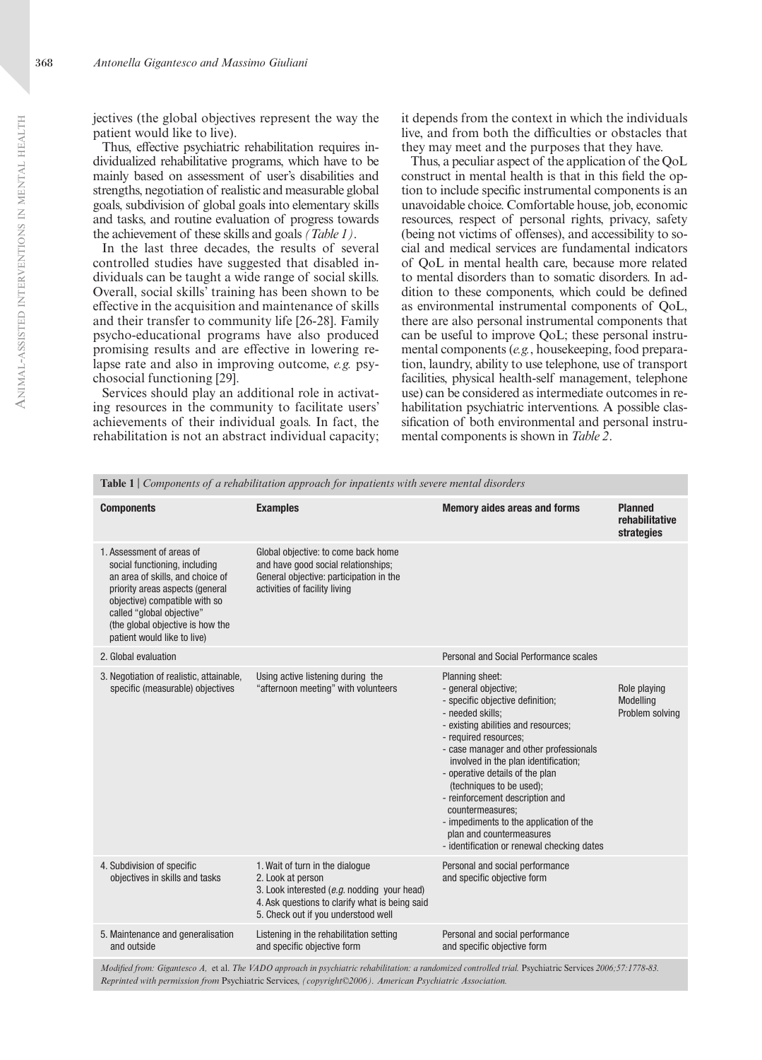jectives (the global objectives represent the way the patient would like to live).

Thus, effective psychiatric rehabilitation requires individualized rehabilitative programs, which have to be mainly based on assessment of user's disabilities and strengths, negotiation of realistic and measurable global goals, subdivision of global goals into elementary skills and tasks, and routine evaluation of progress towards the achievement of these skills and goals *(Table 1)*.

In the last three decades, the results of several controlled studies have suggested that disabled individuals can be taught a wide range of social skills. Overall, social skills' training has been shown to be effective in the acquisition and maintenance of skills and their transfer to community life [26-28]. Family psycho-educational programs have also produced promising results and are effective in lowering relapse rate and also in improving outcome, *e.g.* psychosocial functioning [29].

Services should play an additional role in activating resources in the community to facilitate users' achievements of their individual goals. In fact, the rehabilitation is not an abstract individual capacity; it depends from the context in which the individuals live, and from both the difficulties or obstacles that they may meet and the purposes that they have.

Thus, a peculiar aspect of the application of the QoL construct in mental health is that in this field the option to include specific instrumental components is an unavoidable choice. Comfortable house, job, economic resources, respect of personal rights, privacy, safety (being not victims of offenses), and accessibility to social and medical services are fundamental indicators of QoL in mental health care, because more related to mental disorders than to somatic disorders. In addition to these components, which could be defined as environmental instrumental components of QoL, there are also personal instrumental components that can be useful to improve QoL; these personal instrumental components (*e.g.*, housekeeping, food preparation, laundry, ability to use telephone, use of transport facilities, physical health-self management, telephone use) can be considered as intermediate outcomes in rehabilitation psychiatric interventions. A possible classification of both environmental and personal instrumental components is shown in *Table 2*.

**Table 1** | *Components of a rehabilitation approach for inpatients with severe mental disorders*

| Components | Examples | Memory aides areas and forms | Planned rehabilitative strategies |
|---|---|---|---|
| 1. Assessment of areas of social functioning, including an area of skills, and choice of priority areas aspects (general objective) compatible with so called "global objective" (the global objective is how the patient would like to live) | Global objective: to come back home and have good social relationships; General objective: participation in the activities of facility living | | |
| 2. Global evaluation | | Personal and Social Performance scales | |
| 3. Negotiation of realistic, attainable, specific (measurable) objectives | Using active listening during the "afternoon meeting" with volunteers | Planning sheet:<br>- general objective;<br>- specific objective definition;<br>- needed skills;<br>- existing abilities and resources;<br>- required resources;<br>- case manager and other professionals involved in the plan identification;<br>- operative details of the plan (techniques to be used);<br>- reinforcement description and countermeasures;<br>- impediments to the application of the plan and countermeasures<br>- identification or renewal checking dates | Role playing<br>Modelling<br>Problem solving |
| 4. Subdivision of specific objectives in skills and tasks | 1. Wait of turn in the dialogue<br>2. Look at person<br>3. Look interested (*e.g.* nodding your head)<br>4. Ask questions to clarify what is being said<br>5. Check out if you understood well | Personal and social performance and specific objective form | |
| 5. Maintenance and generalisation and outside | Listening in the rehabilitation setting and specific objective form | Personal and social performance and specific objective form | |

*Modified from: Gigantesco A,* et al. *The VADO approach in psychiatric rehabilitation: a randomized controlled trial.* Psychiatric Services *2006;57:1778-83. Reprinted with permission from* Psychiatric Services, *(copyright©2006). American Psychiatric Association.*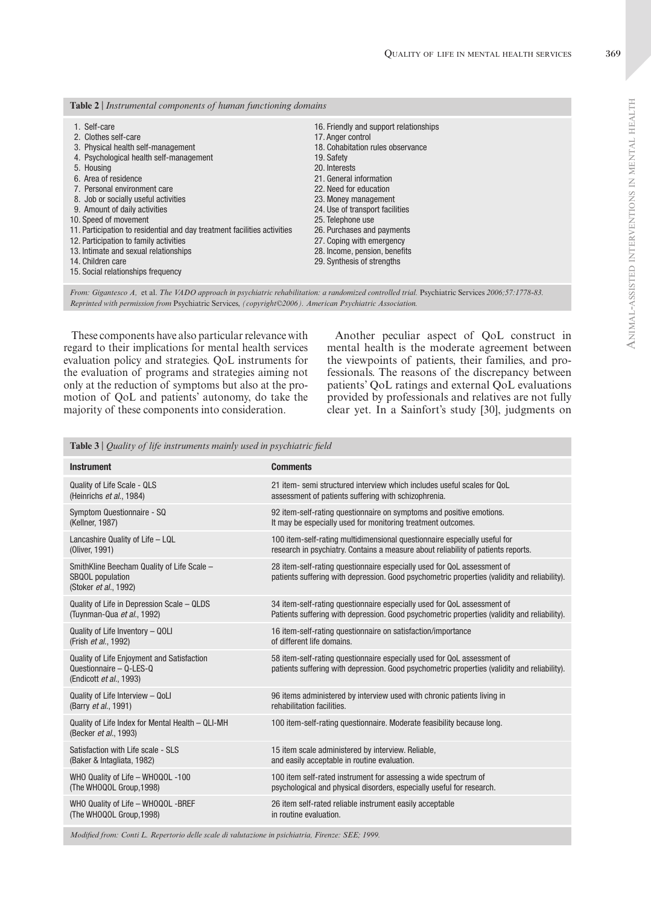**Table 2** | *Instrumental components of human functioning domains*

| | |
|---|---|
| 1. Self-care | 16. Friendly and support relationships |
| 2. Clothes self-care | 17. Anger control |
| 3. Physical health self-management | 18. Cohabitation rules observance |
| 4. Psychological health self-management | 19. Safety |
| 5. Housing | 20. Interests |
| 6. Area of residence | 21. General information |
| 7. Personal environment care | 22. Need for education |
| 8. Job or socially useful activities | 23. Money management |
| 9. Amount of daily activities | 24. Use of transport facilities |
| 10. Speed of movement | 25. Telephone use |
| 11. Participation to residential and day treatment facilities activities | 26. Purchases and payments |
| 12. Participation to family activities | 27. Coping with emergency |
| 13. Intimate and sexual relationships | 28. Income, pension, benefits |
| 14. Children care | 29. Synthesis of strengths |
| 15. Social relationships frequency | |

*From: Gigantesco A,* et al. *The VADO approach in psychiatric rehabilitation: a randomized controlled trial.* Psychiatric Services *2006;57:1778-83. Reprinted with permission from* Psychiatric Services, *(copyright©2006). American Psychiatric Association.*

These components have also particular relevance with regard to their implications for mental health services evaluation policy and strategies. QoL instruments for the evaluation of programs and strategies aiming not only at the reduction of symptoms but also at the promotion of QoL and patients' autonomy, do take the majority of these components into consideration.

Another peculiar aspect of QoL construct in mental health is the moderate agreement between the viewpoints of patients, their families, and professionals. The reasons of the discrepancy between patients' QoL ratings and external QoL evaluations provided by professionals and relatives are not fully clear yet. In a Sainfort's study [30], judgments on

**Table 3** | *Quality of life instruments mainly used in psychiatric field*

| Instrument | Comments |
|---|---|
| Quality of Life Scale - QLS (Heinrichs *et al.*, 1984) | 21 item- semi structured interview which includes useful scales for QoL assessment of patients suffering with schizophrenia. |
| Symptom Questionnaire - SQ (Kellner, 1987) | 92 item-self-rating questionnaire on symptoms and positive emotions. It may be especially used for monitoring treatment outcomes. |
| Lancashire Quality of Life – LQL (Oliver, 1991) | 100 item-self-rating multidimensional questionnaire especially useful for research in psychiatry. Contains a measure about reliability of patients reports. |
| SmithKline Beecham Quality of Life Scale – SBQOL population (Stoker *et al.*, 1992) | 28 item-self-rating questionnaire especially used for QoL assessment of patients suffering with depression. Good psychometric properties (validity and reliability). |
| Quality of Life in Depression Scale – QLDS (Tuynman-Qua *et al.*, 1992) | 34 item-self-rating questionnaire especially used for QoL assessment of Patients suffering with depression. Good psychometric properties (validity and reliability). |
| Quality of Life Inventory – QOLI (Frish *et al.*, 1992) | 16 item-self-rating questionnaire on satisfaction/importance of different life domains. |
| Quality of Life Enjoyment and Satisfaction Questionnaire – Q-LES-Q (Endicott *et al.*, 1993) | 58 item-self-rating questionnaire especially used for QoL assessment of patients suffering with depression. Good psychometric properties (validity and reliability). |
| Quality of Life Interview – QoLI (Barry *et al.*, 1991) | 96 items administered by interview used with chronic patients living in rehabilitation facilities. |
| Quality of Life Index for Mental Health – QLI-MH (Becker *et al.*, 1993) | 100 item-self-rating questionnaire. Moderate feasibility because long. |
| Satisfaction with Life scale - SLS (Baker & Intagliata, 1982) | 15 item scale administered by interview. Reliable, and easily acceptable in routine evaluation. |
| WHO Quality of Life – WHOQOL -100 (The WHOQOL Group,1998) | 100 item self-rated instrument for assessing a wide spectrum of psychological and physical disorders, especially useful for research. |
| WHO Quality of Life – WHOQOL -BREF (The WHOQOL Group,1998) | 26 item self-rated reliable instrument easily acceptable in routine evaluation. |

*Modified from: Conti L. Repertorio delle scale di valutazione in psichiatria, Firenze: SEE; 1999.*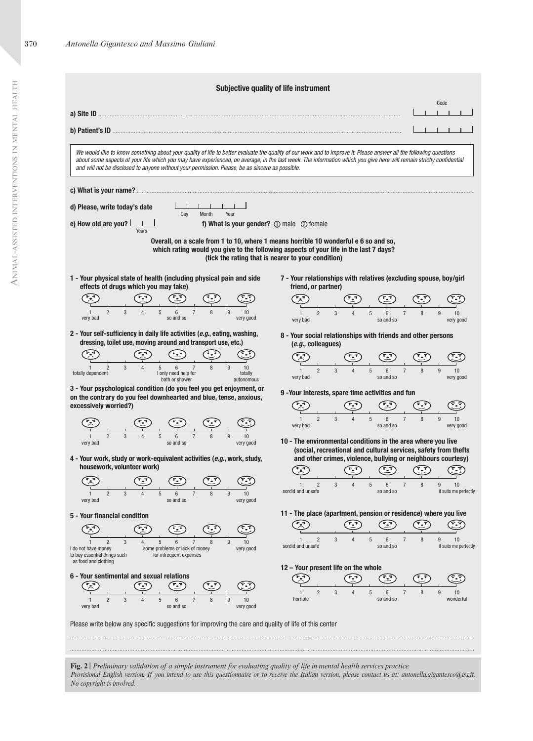## Subjective quality of life instrument

**a) Site ID** ........................................ Code |\_|\_|\_|\_|

**b) Patient's ID** ........................................ |\_|\_|\_|\_|

*We would like to know something about your quality of life to better evaluate the quality of our work and to improve it. Please answer all the following questions about some aspects of your life which you may have experienced, on average, in the last week. The information which you give here will remain strictly confidential and will not be disclosed to anyone without your permission. Please, be as sincere as possible.*

**c) What is your name?** ........................................

**d) Please, write today's date** |\_\_|\_\_|\_\_| Day Month Year

**e) How old are you?** |\_\_| Years **f) What is your gender?** ① male ② female

**Overall, on a scale from 1 to 10, where 1 means horrible 10 wonderful e 6 so and so, which rating would you give to the following aspects of your life in the last 7 days? (tick the rating that is nearer to your condition)**

**1 - Your physical state of health (including physical pain and side effects of drugs which you may take)**

1 2 3 4 5 6 7 8 9 10
very bad — so and so — very good

**2 - Your self-sufficiency in daily life activities (*e.g.*, eating, washing, dressing, toilet use, moving around and transport use, etc.)**

1 2 3 4 5 6 7 8 9 10
totally dependent — I only need help for bath or shower — totally autonomous

**3 - Your psychological condition (do you feel you get enjoyment, or on the contrary do you feel downhearted and blue, tense, anxious, excessively worried?)**

1 2 3 4 5 6 7 8 9 10
very bad — so and so — very good

**4 - Your work, study or work-equivalent activities (*e.g.*, work, study, housework, volunteer work)**

1 2 3 4 5 6 7 8 9 10
very bad — so and so — very good

**5 - Your financial condition**

1 2 3 4 5 6 7 8 9 10
I do not have money to buy essential things such as food and clothing — some problems or lack of money for infrequent expenses — very good

**6 - Your sentimental and sexual relations**

1 2 3 4 5 6 7 8 9 10
very bad — so and so — very good

**7 - Your relationships with relatives (excluding spouse, boy/girl friend, or partner)**

1 2 3 4 5 6 7 8 9 10
very bad — so and so — very good

**8 - Your social relationships with friends and other persons (*e.g.,* colleagues)**

1 2 3 4 5 6 7 8 9 10
very bad — so and so — very good

**9 -Your interests, spare time activities and fun**

1 2 3 4 5 6 7 8 9 10
very bad — so and so — very good

**10 - The environmental conditions in the area where you live (social, recreational and cultural services, safety from thefts and other crimes, violence, bullying or neighbours courtesy)**

1 2 3 4 5 6 7 8 9 10
sordid and unsafe — so and so — it suits me perfectly

**11 - The place (apartment, pension or residence) where you live**

1 2 3 4 5 6 7 8 9 10
sordid and unsafe — so and so — it suits me perfectly

**12 – Your present life on the whole**

1 2 3 4 5 6 7 8 9 10
horrible — so and so — wonderful

Please write below any specific suggestions for improving the care and quality of life of this center

........................................

........................................

**Fig. 2 |** *Preliminary validation of a simple instrument for evaluating quality of life in mental health services practice. Provisional English version. If you intend to use this questionnaire or to receive the Italian version, please contact us at: antonella.gigantesco@iss.it. No copyright is involved.*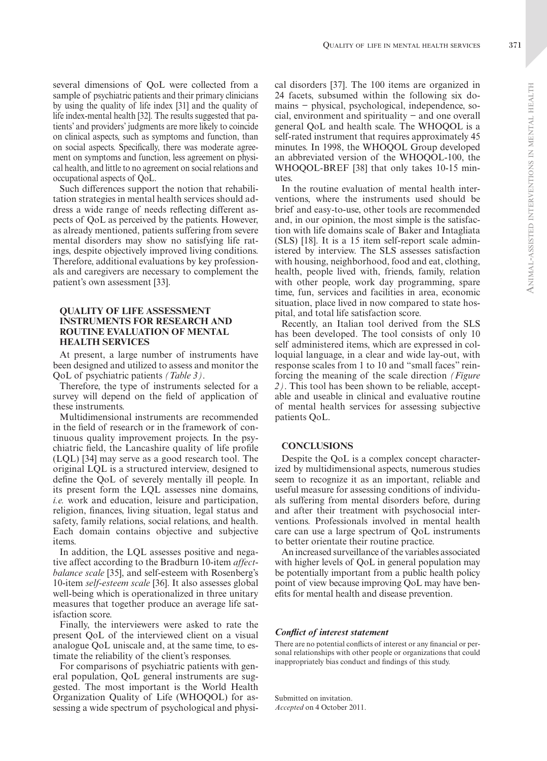several dimensions of QoL were collected from a sample of psychiatric patients and their primary clinicians by using the quality of life index [31] and the quality of life index-mental health [32]. The results suggested that patients' and providers' judgments are more likely to coincide on clinical aspects, such as symptoms and function, than on social aspects. Specifically, there was moderate agreement on symptoms and function, less agreement on physical health, and little to no agreement on social relations and occupational aspects of QoL.

Such differences support the notion that rehabilitation strategies in mental health services should address a wide range of needs reflecting different aspects of QoL as perceived by the patients. However, as already mentioned, patients suffering from severe mental disorders may show no satisfying life ratings, despite objectively improved living conditions. Therefore, additional evaluations by key professionals and caregivers are necessary to complement the patient's own assessment [33].

## QUALITY OF LIFE ASSESSMENT INSTRUMENTS FOR RESEARCH AND ROUTINE EVALUATION OF MENTAL HEALTH SERVICES

At present, a large number of instruments have been designed and utilized to assess and monitor the QoL of psychiatric patients *(Table 3)*.

Therefore, the type of instruments selected for a survey will depend on the field of application of these instruments.

Multidimensional instruments are recommended in the field of research or in the framework of continuous quality improvement projects. In the psychiatric field, the Lancashire quality of life profile (LQL) [34] may serve as a good research tool. The original LQL is a structured interview, designed to define the QoL of severely mentally ill people. In its present form the LQL assesses nine domains, *i.e.* work and education, leisure and participation, religion, finances, living situation, legal status and safety, family relations, social relations, and health. Each domain contains objective and subjective items.

In addition, the LQL assesses positive and negative affect according to the Bradburn 10-item *affect-balance scale* [35], and self-esteem with Rosenberg's 10-item *self-esteem scale* [36]. It also assesses global well-being which is operationalized in three unitary measures that together produce an average life satisfaction score.

Finally, the interviewers were asked to rate the present QoL of the interviewed client on a visual analogue QoL uniscale and, at the same time, to estimate the reliability of the client's responses.

For comparisons of psychiatric patients with general population, QoL general instruments are suggested. The most important is the World Health Organization Quality of Life (WHOQOL) for assessing a wide spectrum of psychological and physical disorders [37]. The 100 items are organized in 24 facets, subsumed within the following six domains – physical, psychological, independence, social, environment and spirituality – and one overall general QoL and health scale. The WHOQOL is a self-rated instrument that requires approximately 45 minutes. In 1998, the WHOQOL Group developed an abbreviated version of the WHOQOL-100, the WHOQOL-BREF [38] that only takes 10-15 minutes.

In the routine evaluation of mental health interventions, where the instruments used should be brief and easy-to-use, other tools are recommended and, in our opinion, the most simple is the satisfaction with life domains scale of Baker and Intagliata (SLS) [18]. It is a 15 item self-report scale administered by interview. The SLS assesses satisfaction with housing, neighborhood, food and eat, clothing, health, people lived with, friends, family, relation with other people, work day programming, spare time, fun, services and facilities in area, economic situation, place lived in now compared to state hospital, and total life satisfaction score.

Recently, an Italian tool derived from the SLS has been developed. The tool consists of only 10 self administered items, which are expressed in colloquial language, in a clear and wide lay-out, with response scales from 1 to 10 and "small faces" reinforcing the meaning of the scale direction *(Figure 2)*. This tool has been shown to be reliable, acceptable and useable in clinical and evaluative routine of mental health services for assessing subjective patients QoL.

## CONCLUSIONS

Despite the QoL is a complex concept characterized by multidimensional aspects, numerous studies seem to recognize it as an important, reliable and useful measure for assessing conditions of individuals suffering from mental disorders before, during and after their treatment with psychosocial interventions. Professionals involved in mental health care can use a large spectrum of QoL instruments to better orientate their routine practice.

An increased surveillance of the variables associated with higher levels of QoL in general population may be potentially important from a public health policy point of view because improving QoL may have benefits for mental health and disease prevention.

### *Conflict of interest statement*

There are no potential conflicts of interest or any financial or personal relationships with other people or organizations that could inappropriately bias conduct and findings of this study.

Submitted on invitation.
*Accepted* on 4 October 2011.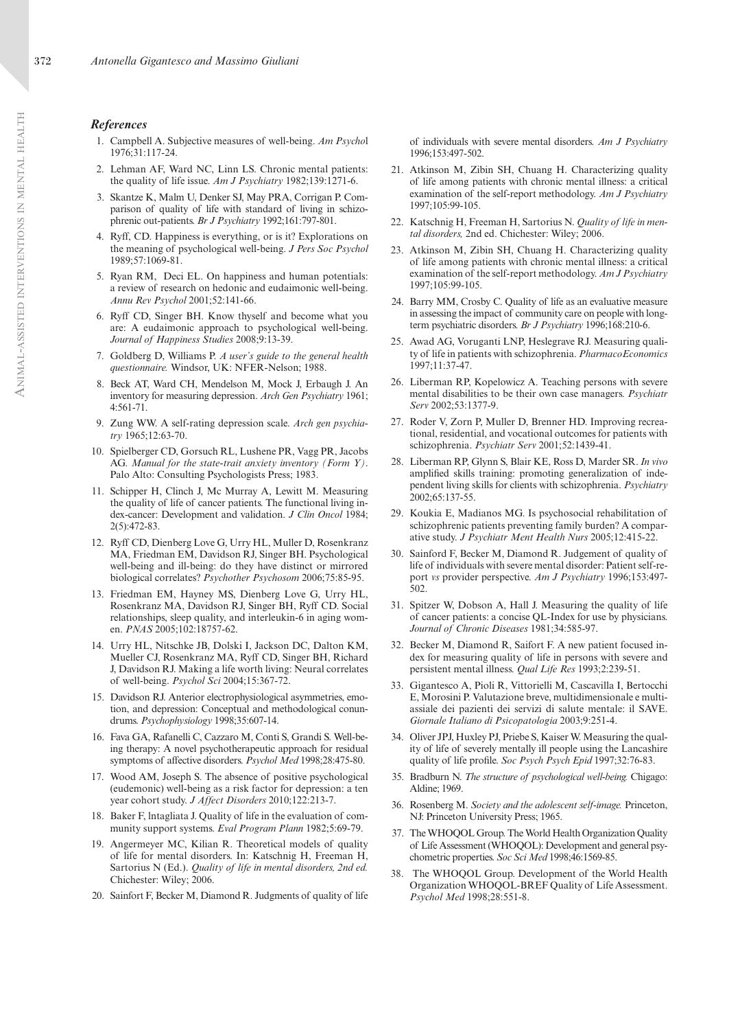### *References*

1. Campbell A. Subjective measures of well-being. *Am Psychol* 1976;31:117-24.
2. Lehman AF, Ward NC, Linn LS. Chronic mental patients: the quality of life issue. *Am J Psychiatry* 1982;139:1271-6.
3. Skantze K, Malm U, Denker SJ, May PRA, Corrigan P. Comparison of quality of life with standard of living in schizophrenic out-patients. *Br J Psychiatry* 1992;161:797-801.
4. Ryff, CD. Happiness is everything, or is it? Explorations on the meaning of psychological well-being. *J Pers Soc Psychol* 1989;57:1069-81.
5. Ryan RM, Deci EL. On happiness and human potentials: a review of research on hedonic and eudaimonic well-being. *Annu Rev Psychol* 2001;52:141-66.
6. Ryff CD, Singer BH. Know thyself and become what you are: A eudaimonic approach to psychological well-being. *Journal of Happiness Studies* 2008;9:13-39.
7. Goldberg D, Williams P. *A user's guide to the general health questionnaire.* Windsor, UK: NFER-Nelson; 1988.
8. Beck AT, Ward CH, Mendelson M, Mock J, Erbaugh J. An inventory for measuring depression. *Arch Gen Psychiatry* 1961; 4:561-71.
9. Zung WW. A self-rating depression scale. *Arch gen psychiatry* 1965;12:63-70.
10. Spielberger CD, Gorsuch RL, Lushene PR, Vagg PR, Jacobs AG. *Manual for the state-trait anxiety inventory (Form Y).* Palo Alto: Consulting Psychologists Press; 1983.
11. Schipper H, Clinch J, Mc Murray A, Lewitt M. Measuring the quality of life of cancer patients. The functional living index-cancer: Development and validation. *J Clin Oncol* 1984; 2(5):472-83.
12. Ryff CD, Dienberg Love G, Urry HL, Muller D, Rosenkranz MA, Friedman EM, Davidson RJ, Singer BH. Psychological well-being and ill-being: do they have distinct or mirrored biological correlates? *Psychother Psychosom* 2006;75:85-95.
13. Friedman EM, Hayney MS, Dienberg Love G, Urry HL, Rosenkranz MA, Davidson RJ, Singer BH, Ryff CD. Social relationships, sleep quality, and interleukin-6 in aging women. *PNAS* 2005;102:18757-62.
14. Urry HL, Nitschke JB, Dolski I, Jackson DC, Dalton KM, Mueller CJ, Rosenkranz MA, Ryff CD, Singer BH, Richard J, Davidson RJ. Making a life worth living: Neural correlates of well-being. *Psychol Sci* 2004;15:367-72.
15. Davidson RJ. Anterior electrophysiological asymmetries, emotion, and depression: Conceptual and methodological conundrums. *Psychophysiology* 1998;35:607-14.
16. Fava GA, Rafanelli C, Cazzaro M, Conti S, Grandi S. Well-being therapy: A novel psychotherapeutic approach for residual symptoms of affective disorders. *Psychol Med* 1998;28:475-80.
17. Wood AM, Joseph S. The absence of positive psychological (eudemonic) well-being as a risk factor for depression: a ten year cohort study. *J Affect Disorders* 2010;122:213-7.
18. Baker F, Intagliata J. Quality of life in the evaluation of community support systems. *Eval Program Plann* 1982;5:69-79.
19. Angermeyer MC, Kilian R. Theoretical models of quality of life for mental disorders. In: Katschnig H, Freeman H, Sartorius N (Ed.). *Quality of life in mental disorders, 2nd ed.* Chichester: Wiley; 2006.
20. Sainfort F, Becker M, Diamond R. Judgments of quality of life of individuals with severe mental disorders. *Am J Psychiatry* 1996;153:497-502.
21. Atkinson M, Zibin SH, Chuang H. Characterizing quality of life among patients with chronic mental illness: a critical examination of the self-report methodology. *Am J Psychiatry* 1997;105:99-105.
22. Katschnig H, Freeman H, Sartorius N. *Quality of life in mental disorders,* 2nd ed. Chichester: Wiley; 2006.
23. Atkinson M, Zibin SH, Chuang H. Characterizing quality of life among patients with chronic mental illness: a critical examination of the self-report methodology. *Am J Psychiatry* 1997;105:99-105.
24. Barry MM, Crosby C. Quality of life as an evaluative measure in assessing the impact of community care on people with long-term psychiatric disorders. *Br J Psychiatry* 1996;168:210-6.
25. Awad AG, Voruganti LNP, Heslegrave RJ. Measuring quality of life in patients with schizophrenia. *PharmacoEconomics* 1997;11:37-47.
26. Liberman RP, Kopelowicz A. Teaching persons with severe mental disabilities to be their own case managers. *Psychiatr Serv* 2002;53:1377-9.
27. Roder V, Zorn P, Muller D, Brenner HD. Improving recreational, residential, and vocational outcomes for patients with schizophrenia. *Psychiatr Serv* 2001;52:1439-41.
28. Liberman RP, Glynn S, Blair KE, Ross D, Marder SR. *In vivo* amplified skills training: promoting generalization of independent living skills for clients with schizophrenia. *Psychiatry* 2002;65:137-55.
29. Koukia E, Madianos MG. Is psychosocial rehabilitation of schizophrenic patients preventing family burden? A comparative study. *J Psychiatr Ment Health Nurs* 2005;12:415-22.
30. Sainford F, Becker M, Diamond R. Judgement of quality of life of individuals with severe mental disorder: Patient self-report *vs* provider perspective. *Am J Psychiatry* 1996;153:497-502.
31. Spitzer W, Dobson A, Hall J. Measuring the quality of life of cancer patients: a concise QL-Index for use by physicians. *Journal of Chronic Diseases* 1981;34:585-97.
32. Becker M, Diamond R, Saifort F. A new patient focused index for measuring quality of life in persons with severe and persistent mental illness. *Qual Life Res* 1993;2:239-51.
33. Gigantesco A, Pioli R, Vittorielli M, Cascavilla I, Bertocchi E, Morosini P. Valutazione breve, multidimensionale e multiassiale dei pazienti dei servizi di salute mentale: il SAVE. *Giornale Italiano di Psicopatologia* 2003;9:251-4.
34. Oliver JPJ, Huxley PJ, Priebe S, Kaiser W. Measuring the quality of life of severely mentally ill people using the Lancashire quality of life profile. *Soc Psych Psych Epid* 1997;32:76-83.
35. Bradburn N. *The structure of psychological well-being.* Chigago: Aldine; 1969.
36. Rosenberg M. *Society and the adolescent self-image.* Princeton, NJ: Princeton University Press; 1965.
37. The WHOQOL Group. The World Health Organization Quality of Life Assessment (WHOQOL): Development and general psychometric properties. *Soc Sci Med* 1998;46:1569-85.
38. The WHOQOL Group. Development of the World Health Organization WHOQOL-BREF Quality of Life Assessment. *Psychol Med* 1998;28:551-8.